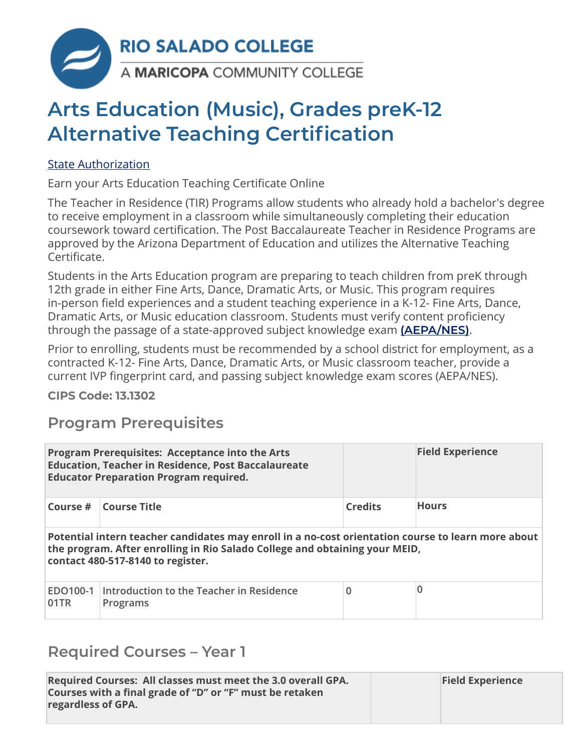RIO SALADO COLLEGE

A MARICOPA COMMUNITY COLLEGE

# Arts Education (Music), Grades preK-12 Alternative Teaching Certification

State Authorization

Earn your Arts Education Teaching Certificate Online

The Teacher in Residence (TIR) Programs allow students who already hold a bachelor's degree to receive employment in a classroom while simultaneously completing their education coursework toward certification. The Post Baccalaureate Teacher in Residence Programs are approved by the Arizona Department of Education and utilizes the Alternative Teaching Certificate.

Students in the Arts Education program are preparing to teach children from preK through 12th grade in either Fine Arts, Dance, Dramatic Arts, or Music. This program requires in-person field experiences and a student teaching experience in a K-12- Fine Arts, Dance, Dramatic Arts, or Music education classroom. Students must verify content proficiency through the passage of a state-approved subject knowledge exam **(AEPA/NES)**.

Prior to enrolling, students must be recommended by a school district for employment, as a contracted K-12- Fine Arts, Dance, Dramatic Arts, or Music classroom teacher, provide a current IVP fingerprint card, and passing subject knowledge exam scores (AEPA/NES).

**CIPS Code: 13.1302**

## Program Prerequisites

| **Program Prerequisites: Acceptance into the Arts Education, Teacher in Residence, Post Baccalaureate Educator Preparation Program required.** | | | **Field Experience** |
|---|---|---|---|
| **Course #** | **Course Title** | **Credits** | **Hours** |
| **Potential intern teacher candidates may enroll in a no-cost orientation course to learn more about the program. After enrolling in Rio Salado College and obtaining your MEID, contact 480-517-8140 to register.** | | | |
| EDO100-101TR | Introduction to the Teacher in Residence Programs | 0 | 0 |

## Required Courses – Year 1

| **Required Courses: All classes must meet the 3.0 overall GPA. Courses with a final grade of "D" or "F" must be retaken regardless of GPA.** | | **Field Experience** |
|---|---|---|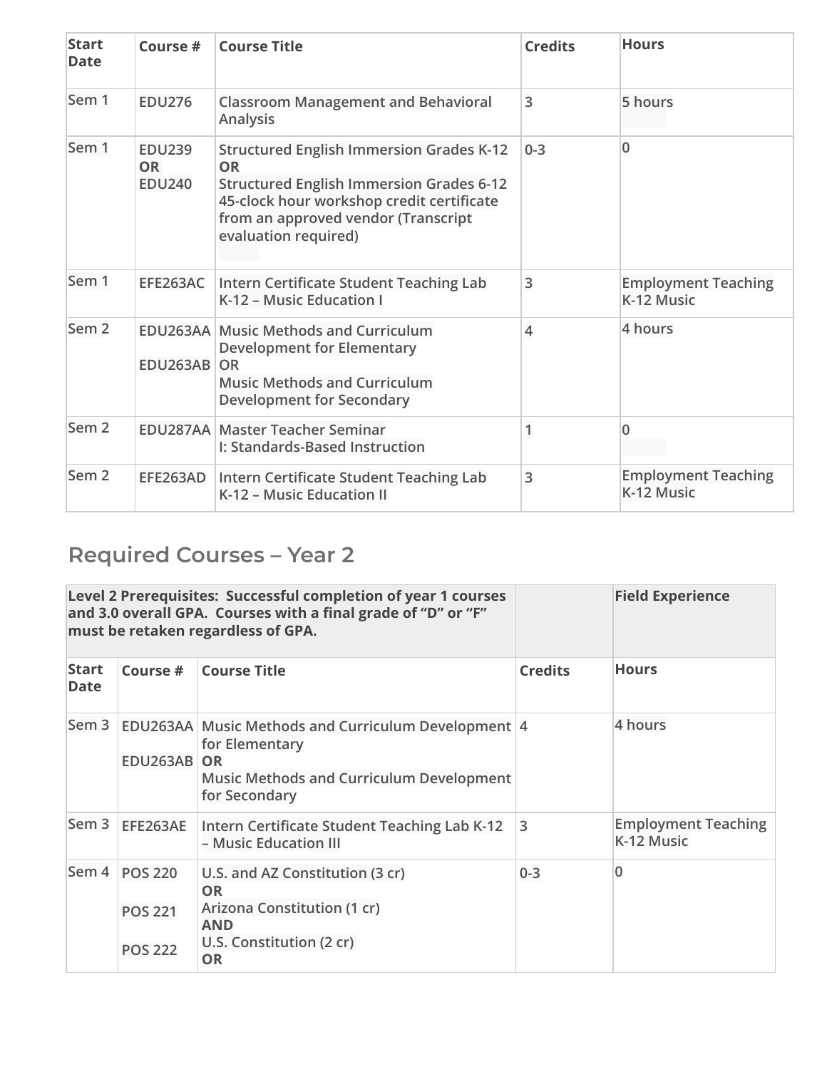| Start Date | Course # | Course Title | Credits | Hours |
|---|---|---|---|---|
| Sem 1 | EDU276 | Classroom Management and Behavioral Analysis | 3 | 5 hours |
| Sem 1 | EDU239 **OR** EDU240 | Structured English Immersion Grades K-12 **OR** Structured English Immersion Grades 6-12 45-clock hour workshop credit certificate from an approved vendor (Transcript evaluation required) | 0-3 | 0 |
| Sem 1 | EFE263AC | Intern Certificate Student Teaching Lab K-12 – Music Education I | 3 | Employment Teaching K-12 Music |
| Sem 2 | EDU263AA EDU263AB | Music Methods and Curriculum Development for Elementary OR Music Methods and Curriculum Development for Secondary | 4 | 4 hours |
| Sem 2 | EDU287AA | Master Teacher Seminar I: Standards-Based Instruction | 1 | 0 |
| Sem 2 | EFE263AD | Intern Certificate Student Teaching Lab K-12 – Music Education II | 3 | Employment Teaching K-12 Music |

## Required Courses – Year 2

| **Level 2 Prerequisites: Successful completion of year 1 courses and 3.0 overall GPA. Courses with a final grade of "D" or "F" must be retaken regardless of GPA.** | | | | **Field Experience** |
|---|---|---|---|---|
| **Start Date** | **Course #** | **Course Title** | **Credits** | **Hours** |
| Sem 3 | EDU263AA EDU263AB | Music Methods and Curriculum Development for Elementary **OR** Music Methods and Curriculum Development for Secondary | 4 | 4 hours |
| Sem 3 | EFE263AE | Intern Certificate Student Teaching Lab K-12 – Music Education III | 3 | Employment Teaching K-12 Music |
| Sem 4 | POS 220 POS 221 POS 222 | U.S. and AZ Constitution (3 cr) **OR** Arizona Constitution (1 cr) **AND** U.S. Constitution (2 cr) **OR** | 0-3 | 0 |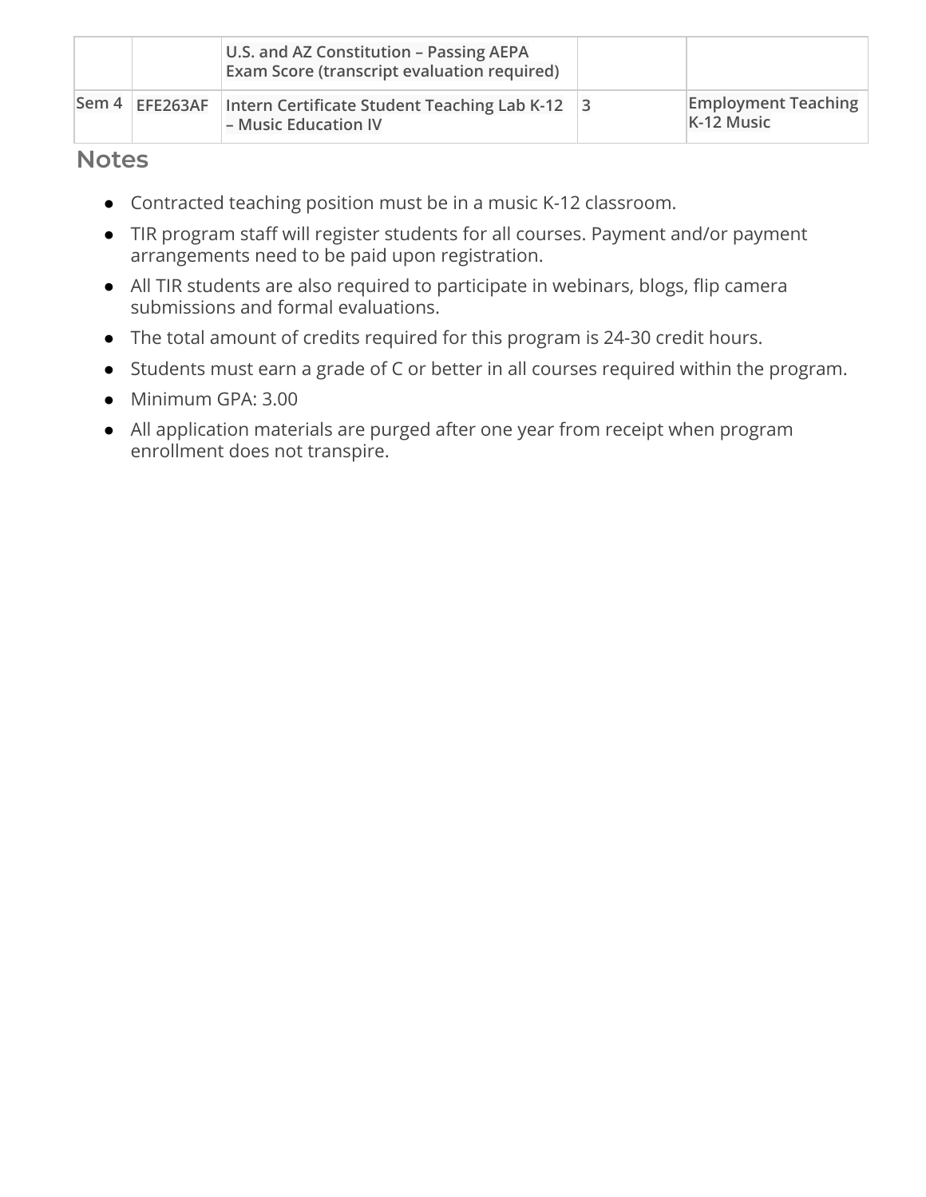| | | | | |
|---|---|---|---|---|
| | | U.S. and AZ Constitution – Passing AEPA Exam Score (transcript evaluation required) | | |
| Sem 4 | EFE263AF | Intern Certificate Student Teaching Lab K-12 – Music Education IV | 3 | Employment Teaching K-12 Music |

## Notes

- Contracted teaching position must be in a music K-12 classroom.
- TIR program staff will register students for all courses. Payment and/or payment arrangements need to be paid upon registration.
- All TIR students are also required to participate in webinars, blogs, flip camera submissions and formal evaluations.
- The total amount of credits required for this program is 24-30 credit hours.
- Students must earn a grade of C or better in all courses required within the program.
- Minimum GPA: 3.00
- All application materials are purged after one year from receipt when program enrollment does not transpire.